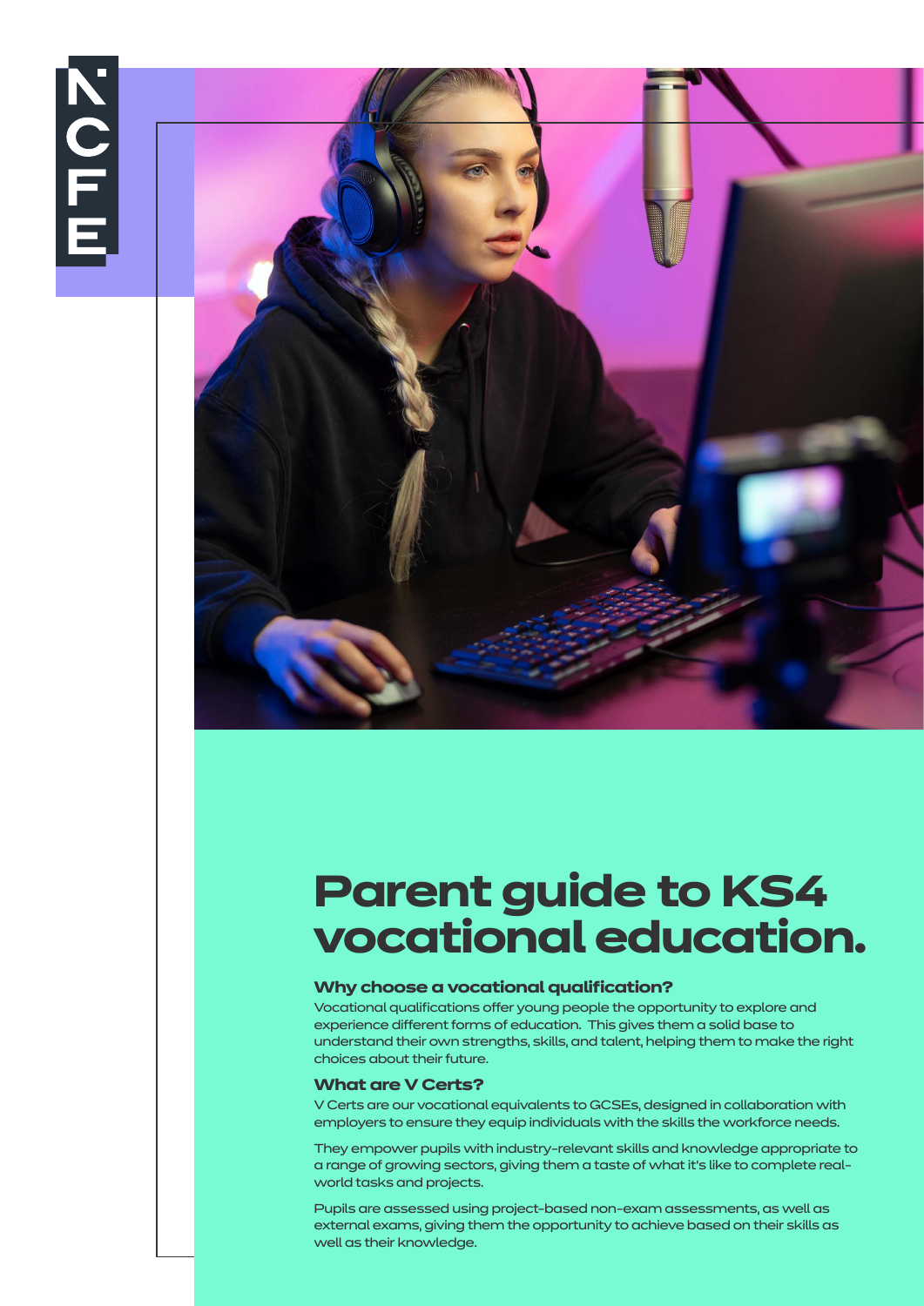NCFE

# Parent guide to KS4 vocational education.

### Why choose a vocational qualification?

Vocational qualifications offer young people the opportunity to explore and experience different forms of education. This gives them a solid base to understand their own strengths, skills, and talent, helping them to make the right choices about their future.

### What are V Certs?

V Certs are our vocational equivalents to GCSEs, designed in collaboration with employers to ensure they equip individuals with the skills the workforce needs.

They empower pupils with industry-relevant skills and knowledge appropriate to a range of growing sectors, giving them a taste of what it's like to complete real-world tasks and projects.

Pupils are assessed using project-based non-exam assessments, as well as external exams, giving them the opportunity to achieve based on their skills as well as their knowledge.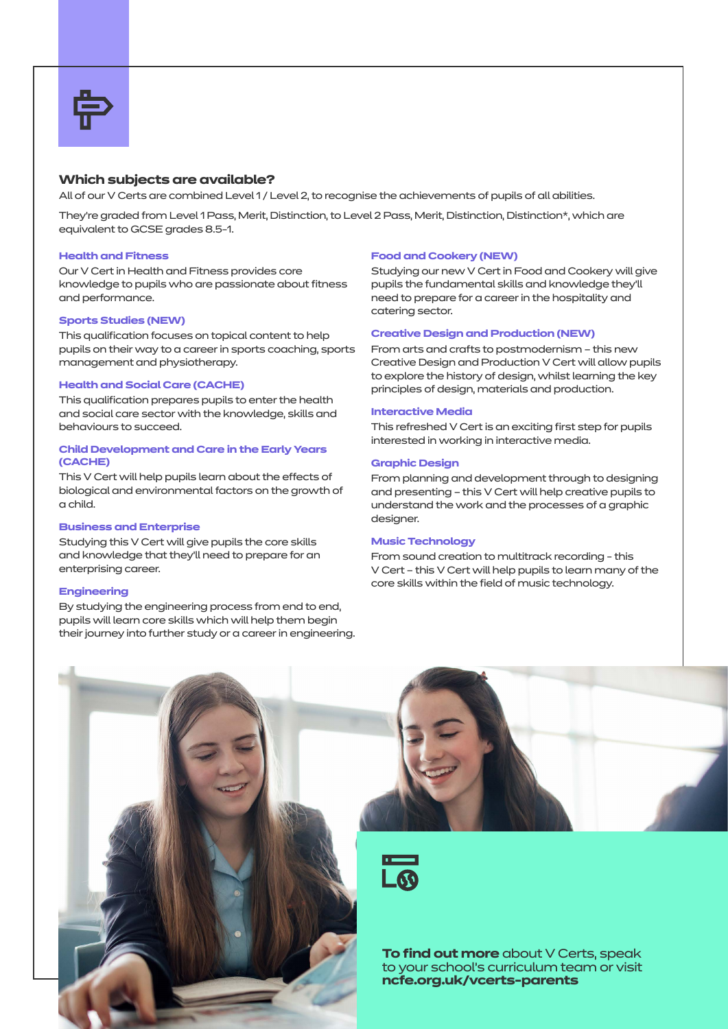## Which subjects are available?

All of our V Certs are combined Level 1 / Level 2, to recognise the achievements of pupils of all abilities.

They're graded from Level 1 Pass, Merit, Distinction, to Level 2 Pass, Merit, Distinction, Distinction*, which are equivalent to GCSE grades 8.5–1.

### Health and Fitness

Our V Cert in Health and Fitness provides core knowledge to pupils who are passionate about fitness and performance.

### Sports Studies (NEW)

This qualification focuses on topical content to help pupils on their way to a career in sports coaching, sports management and physiotherapy.

### Health and Social Care (CACHE)

This qualification prepares pupils to enter the health and social care sector with the knowledge, skills and behaviours to succeed.

### Child Development and Care in the Early Years (CACHE)

This V Cert will help pupils learn about the effects of biological and environmental factors on the growth of a child.

### Business and Enterprise

Studying this V Cert will give pupils the core skills and knowledge that they'll need to prepare for an enterprising career.

### Engineering

By studying the engineering process from end to end, pupils will learn core skills which will help them begin their journey into further study or a career in engineering.

### Food and Cookery (NEW)

Studying our new V Cert in Food and Cookery will give pupils the fundamental skills and knowledge they'll need to prepare for a career in the hospitality and catering sector.

### Creative Design and Production (NEW)

From arts and crafts to postmodernism – this new Creative Design and Production V Cert will allow pupils to explore the history of design, whilst learning the key principles of design, materials and production.

### Interactive Media

This refreshed V Cert is an exciting first step for pupils interested in working in interactive media.

### Graphic Design

From planning and development through to designing and presenting – this V Cert will help creative pupils to understand the work and the processes of a graphic designer.

### Music Technology

From sound creation to multitrack recording - this V Cert – this V Cert will help pupils to learn many of the core skills within the field of music technology.

**To find out more** about V Certs, speak to your school's curriculum team or visit **ncfe.org.uk/vcerts-parents**